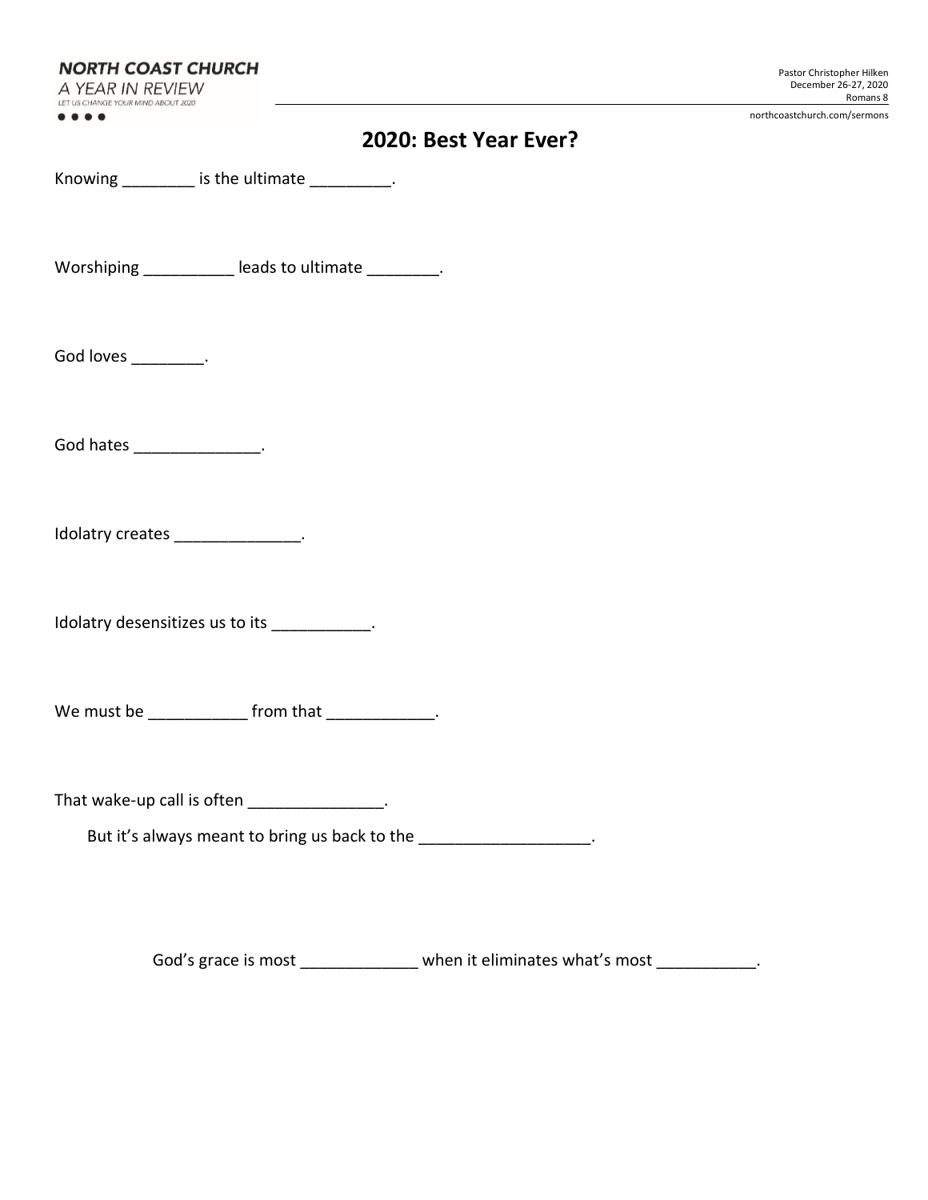**NORTH COAST CHURCH**
*A YEAR IN REVIEW*
LET US CHANGE YOUR MIND ABOUT 2020

Pastor Christopher Hilken
December 26-27, 2020
Romans 8

northcoastchurch.com/sermons

# 2020: Best Year Ever?

Knowing ________ is the ultimate _________.

Worshiping __________ leads to ultimate ________.

God loves ________.

God hates ______________.

Idolatry creates ______________.

Idolatry desensitizes us to its ___________.

We must be ___________ from that ____________.

That wake-up call is often _______________.

But it's always meant to bring us back to the ___________________.

God's grace is most _____________ when it eliminates what's most ___________.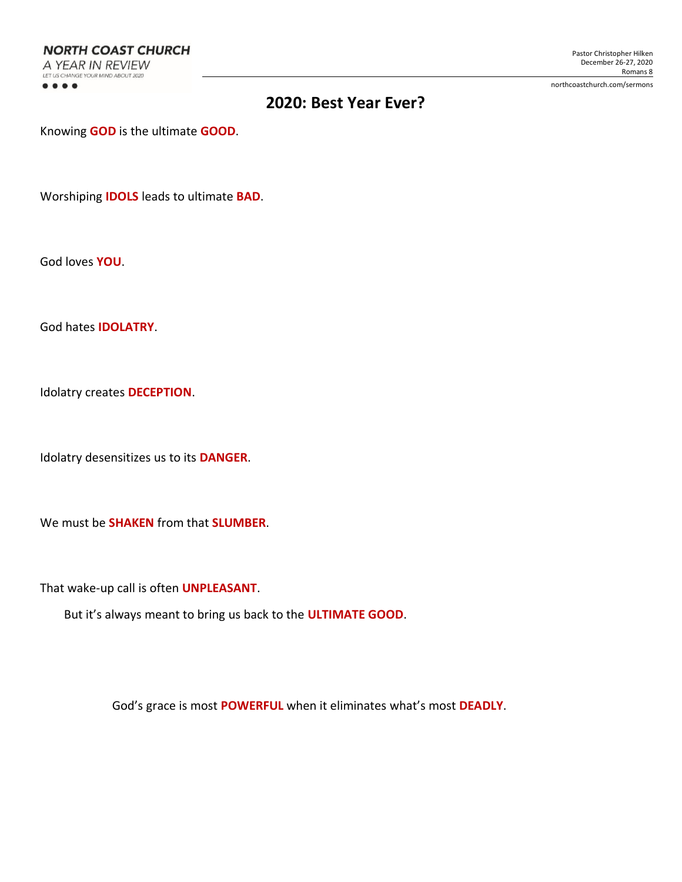NORTH COAST CHURCH
A YEAR IN REVIEW
LET US CHANGE YOUR MIND ABOUT 2020

Pastor Christopher Hilken
December 26-27, 2020
Romans 8

northcoastchurch.com/sermons

# 2020: Best Year Ever?

Knowing **GOD** is the ultimate **GOOD**.

Worshiping **IDOLS** leads to ultimate **BAD**.

God loves **YOU**.

God hates **IDOLATRY**.

Idolatry creates **DECEPTION**.

Idolatry desensitizes us to its **DANGER**.

We must be **SHAKEN** from that **SLUMBER**.

That wake-up call is often **UNPLEASANT**.

But it's always meant to bring us back to the **ULTIMATE GOOD**.

God's grace is most **POWERFUL** when it eliminates what's most **DEADLY**.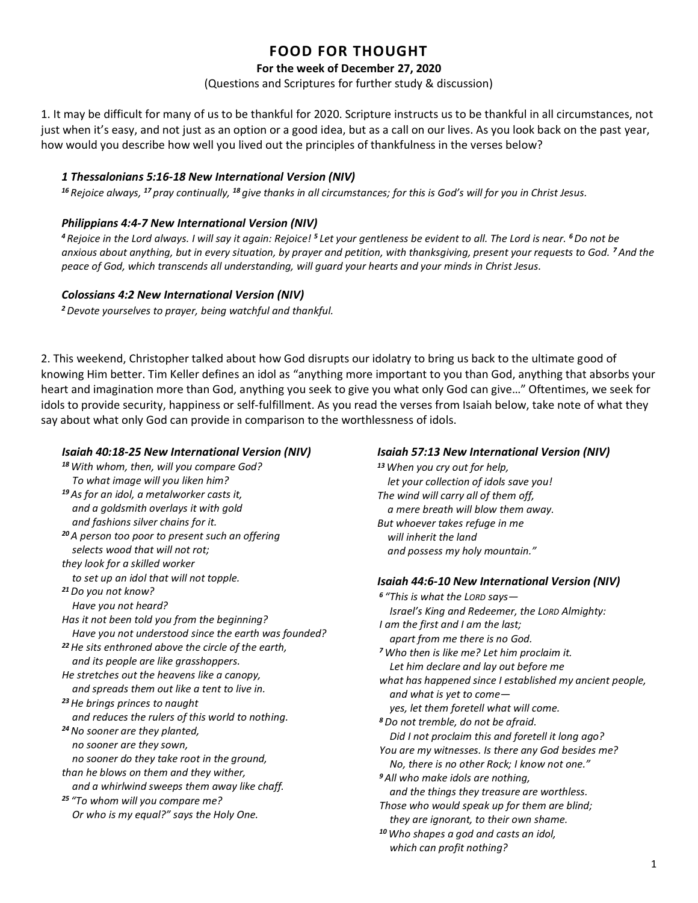# FOOD FOR THOUGHT

**For the week of December 27, 2020**

(Questions and Scriptures for further study & discussion)

1. It may be difficult for many of us to be thankful for 2020. Scripture instructs us to be thankful in all circumstances, not just when it's easy, and not just as an option or a good idea, but as a call on our lives. As you look back on the past year, how would you describe how well you lived out the principles of thankfulness in the verses below?

### *1 Thessalonians 5:16-18 New International Version (NIV)*

*[16] Rejoice always, [17] pray continually, [18] give thanks in all circumstances; for this is God's will for you in Christ Jesus.*

### *Philippians 4:4-7 New International Version (NIV)*

*[4] Rejoice in the Lord always. I will say it again: Rejoice! [5] Let your gentleness be evident to all. The Lord is near. [6] Do not be anxious about anything, but in every situation, by prayer and petition, with thanksgiving, present your requests to God. [7] And the peace of God, which transcends all understanding, will guard your hearts and your minds in Christ Jesus.*

### *Colossians 4:2 New International Version (NIV)*

*[2] Devote yourselves to prayer, being watchful and thankful.*

2. This weekend, Christopher talked about how God disrupts our idolatry to bring us back to the ultimate good of knowing Him better. Tim Keller defines an idol as "anything more important to you than God, anything that absorbs your heart and imagination more than God, anything you seek to give you what only God can give…" Oftentimes, we seek for idols to provide security, happiness or self-fulfillment. As you read the verses from Isaiah below, take note of what they say about what only God can provide in comparison to the worthlessness of idols.

### *Isaiah 40:18-25 New International Version (NIV)*

*[18] With whom, then, will you compare God?*
*To what image will you liken him?*
*[19] As for an idol, a metalworker casts it,*
*and a goldsmith overlays it with gold*
*and fashions silver chains for it.*
*[20] A person too poor to present such an offering*
*selects wood that will not rot;*
*they look for a skilled worker*
*to set up an idol that will not topple.*
*[21] Do you not know?*
*Have you not heard?*
*Has it not been told you from the beginning?*
*Have you not understood since the earth was founded?*
*[22] He sits enthroned above the circle of the earth,*
*and its people are like grasshoppers.*
*He stretches out the heavens like a canopy,*
*and spreads them out like a tent to live in.*
*[23] He brings princes to naught*
*and reduces the rulers of this world to nothing.*
*[24] No sooner are they planted,*
*no sooner are they sown,*
*no sooner do they take root in the ground,*
*than he blows on them and they wither,*
*and a whirlwind sweeps them away like chaff.*
*[25] "To whom will you compare me?*
*Or who is my equal?" says the Holy One.*

### *Isaiah 57:13 New International Version (NIV)*

*[13] When you cry out for help,*
*let your collection of idols save you!*
*The wind will carry all of them off,*
*a mere breath will blow them away.*
*But whoever takes refuge in me*
*will inherit the land*
*and possess my holy mountain."*

### *Isaiah 44:6-10 New International Version (NIV)*

*[6] "This is what the LORD says—*
*Israel's King and Redeemer, the LORD Almighty:*
*I am the first and I am the last;*
*apart from me there is no God.*
*[7] Who then is like me? Let him proclaim it.*
*Let him declare and lay out before me*
*what has happened since I established my ancient people,*
*and what is yet to come—*
*yes, let them foretell what will come.*
*[8] Do not tremble, do not be afraid.*
*Did I not proclaim this and foretell it long ago?*
*You are my witnesses. Is there any God besides me?*
*No, there is no other Rock; I know not one."*
*[9] All who make idols are nothing,*
*and the things they treasure are worthless.*
*Those who would speak up for them are blind;*
*they are ignorant, to their own shame.*
*[10] Who shapes a god and casts an idol,*
*which can profit nothing?*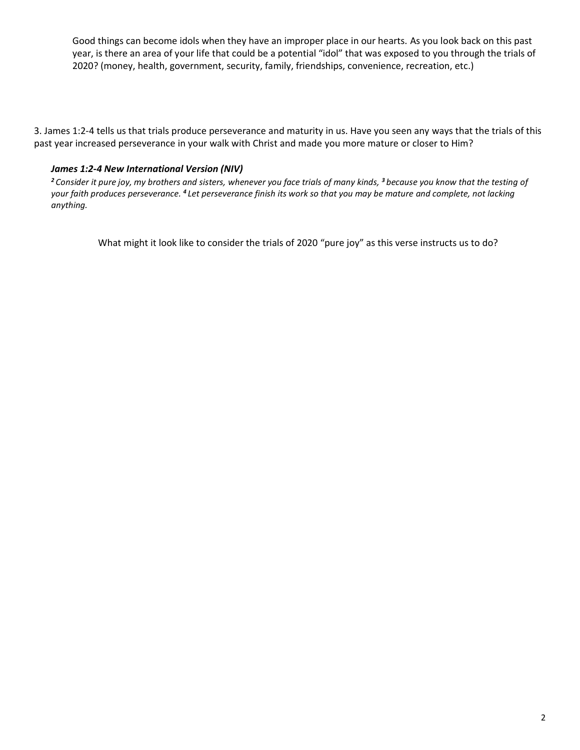Good things can become idols when they have an improper place in our hearts. As you look back on this past year, is there an area of your life that could be a potential "idol" that was exposed to you through the trials of 2020? (money, health, government, security, family, friendships, convenience, recreation, etc.)

3. James 1:2-4 tells us that trials produce perseverance and maturity in us. Have you seen any ways that the trials of this past year increased perseverance in your walk with Christ and made you more mature or closer to Him?

***James 1:2-4 New International Version (NIV)***

*[2] Consider it pure joy, my brothers and sisters, whenever you face trials of many kinds, [3] because you know that the testing of your faith produces perseverance. [4] Let perseverance finish its work so that you may be mature and complete, not lacking anything.*

What might it look like to consider the trials of 2020 "pure joy" as this verse instructs us to do?